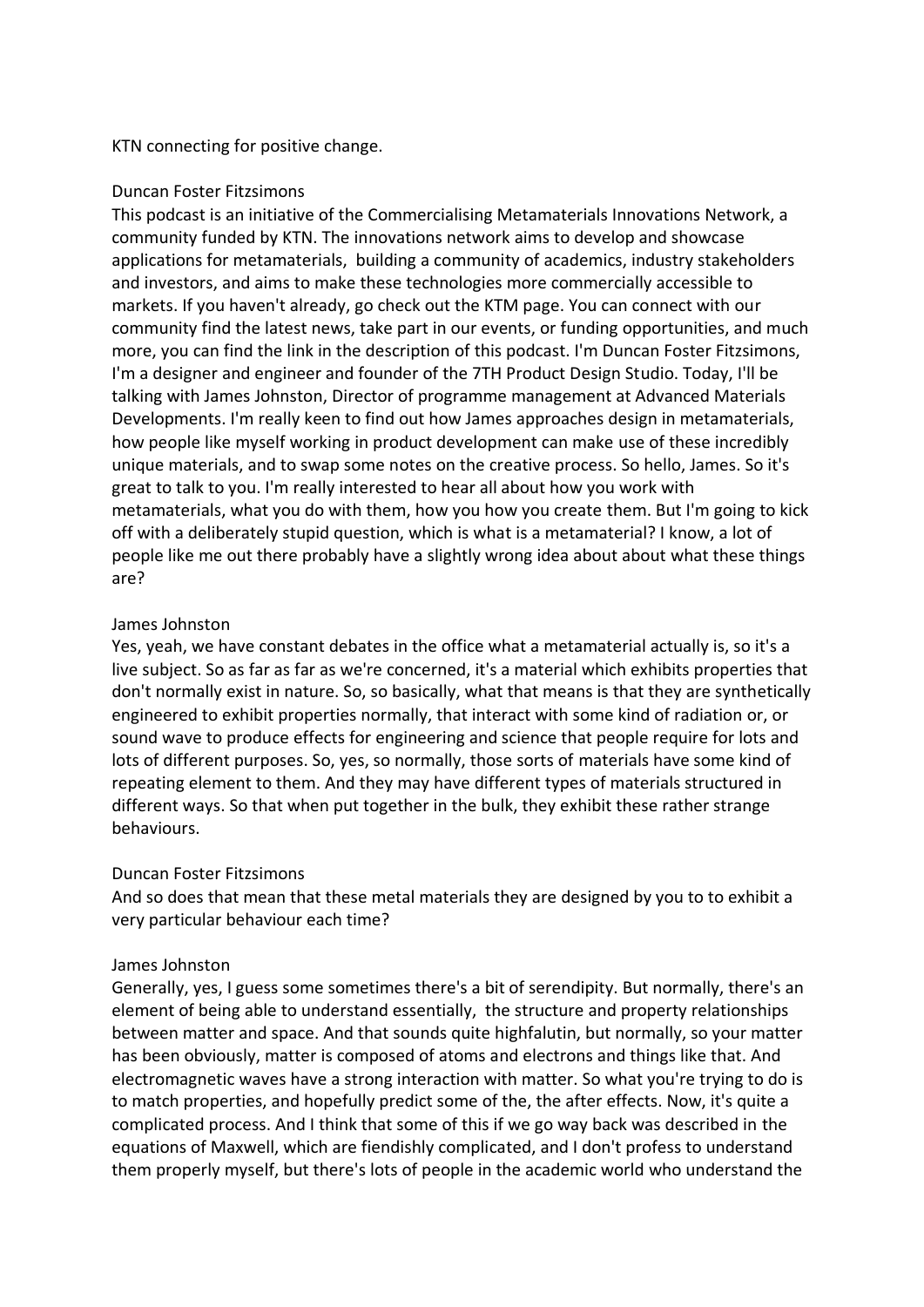KTN connecting for positive change.

Duncan Foster Fitzsimons

This podcast is an initiative of the Commercialising Metamaterials Innovations Network, a community funded by KTN. The innovations network aims to develop and showcase applications for metamaterials,  building a community of academics, industry stakeholders and investors, and aims to make these technologies more commercially accessible to markets. If you haven't already, go check out the KTM page. You can connect with our community find the latest news, take part in our events, or funding opportunities, and much more, you can find the link in the description of this podcast. I'm Duncan Foster Fitzsimons, I'm a designer and engineer and founder of the 7TH Product Design Studio. Today, I'll be talking with James Johnston, Director of programme management at Advanced Materials Developments. I'm really keen to find out how James approaches design in metamaterials, how people like myself working in product development can make use of these incredibly unique materials, and to swap some notes on the creative process. So hello, James. So it's great to talk to you. I'm really interested to hear all about how you work with metamaterials, what you do with them, how you how you create them. But I'm going to kick off with a deliberately stupid question, which is what is a metamaterial? I know, a lot of people like me out there probably have a slightly wrong idea about about what these things are?

James Johnston

Yes, yeah, we have constant debates in the office what a metamaterial actually is, so it's a live subject. So as far as far as we're concerned, it's a material which exhibits properties that don't normally exist in nature. So, so basically, what that means is that they are synthetically engineered to exhibit properties normally, that interact with some kind of radiation or, or sound wave to produce effects for engineering and science that people require for lots and lots of different purposes. So, yes, so normally, those sorts of materials have some kind of repeating element to them. And they may have different types of materials structured in different ways. So that when put together in the bulk, they exhibit these rather strange behaviours.

Duncan Foster Fitzsimons

And so does that mean that these metal materials they are designed by you to to exhibit a very particular behaviour each time?

James Johnston

Generally, yes, I guess some sometimes there's a bit of serendipity. But normally, there's an element of being able to understand essentially,  the structure and property relationships between matter and space. And that sounds quite highfalutin, but normally, so your matter has been obviously, matter is composed of atoms and electrons and things like that. And electromagnetic waves have a strong interaction with matter. So what you're trying to do is to match properties, and hopefully predict some of the, the after effects. Now, it's quite a complicated process. And I think that some of this if we go way back was described in the equations of Maxwell, which are fiendishly complicated, and I don't profess to understand them properly myself, but there's lots of people in the academic world who understand the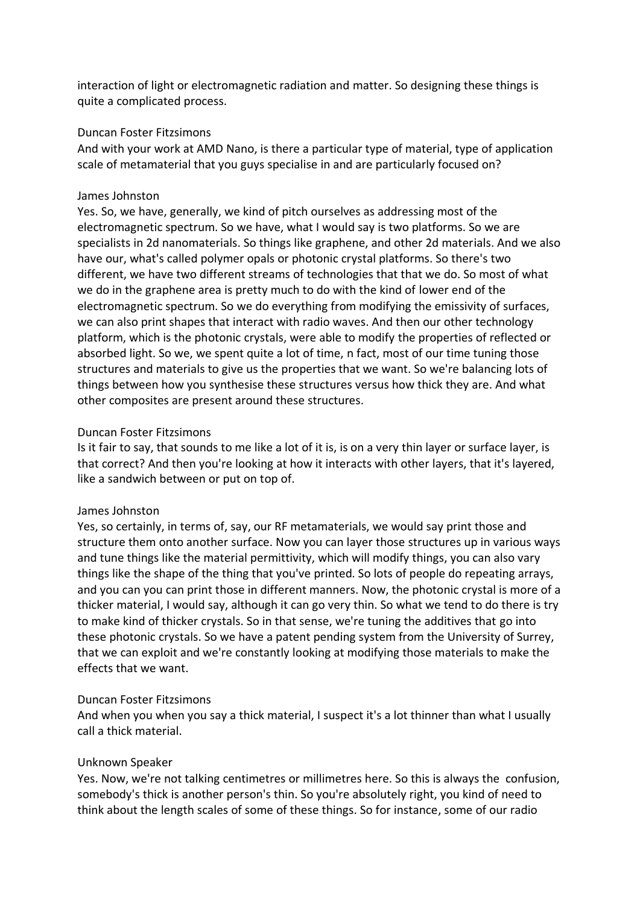interaction of light or electromagnetic radiation and matter. So designing these things is quite a complicated process.

Duncan Foster Fitzsimons
And with your work at AMD Nano, is there a particular type of material, type of application scale of metamaterial that you guys specialise in and are particularly focused on?

James Johnston
Yes. So, we have, generally, we kind of pitch ourselves as addressing most of the electromagnetic spectrum. So we have, what I would say is two platforms. So we are specialists in 2d nanomaterials. So things like graphene, and other 2d materials. And we also have our, what's called polymer opals or photonic crystal platforms. So there's two different, we have two different streams of technologies that that we do. So most of what we do in the graphene area is pretty much to do with the kind of lower end of the electromagnetic spectrum. So we do everything from modifying the emissivity of surfaces, we can also print shapes that interact with radio waves. And then our other technology platform, which is the photonic crystals, were able to modify the properties of reflected or absorbed light. So we, we spent quite a lot of time, n fact, most of our time tuning those structures and materials to give us the properties that we want. So we're balancing lots of things between how you synthesise these structures versus how thick they are. And what other composites are present around these structures.

Duncan Foster Fitzsimons
Is it fair to say, that sounds to me like a lot of it is, is on a very thin layer or surface layer, is that correct? And then you're looking at how it interacts with other layers, that it's layered, like a sandwich between or put on top of.

James Johnston
Yes, so certainly, in terms of, say, our RF metamaterials, we would say print those and structure them onto another surface. Now you can layer those structures up in various ways and tune things like the material permittivity, which will modify things, you can also vary things like the shape of the thing that you've printed. So lots of people do repeating arrays, and you can you can print those in different manners. Now, the photonic crystal is more of a thicker material, I would say, although it can go very thin. So what we tend to do there is try to make kind of thicker crystals. So in that sense, we're tuning the additives that go into these photonic crystals. So we have a patent pending system from the University of Surrey, that we can exploit and we're constantly looking at modifying those materials to make the effects that we want.

Duncan Foster Fitzsimons
And when you when you say a thick material, I suspect it's a lot thinner than what I usually call a thick material.

Unknown Speaker
Yes. Now, we're not talking centimetres or millimetres here. So this is always the confusion, somebody's thick is another person's thin. So you're absolutely right, you kind of need to think about the length scales of some of these things. So for instance, some of our radio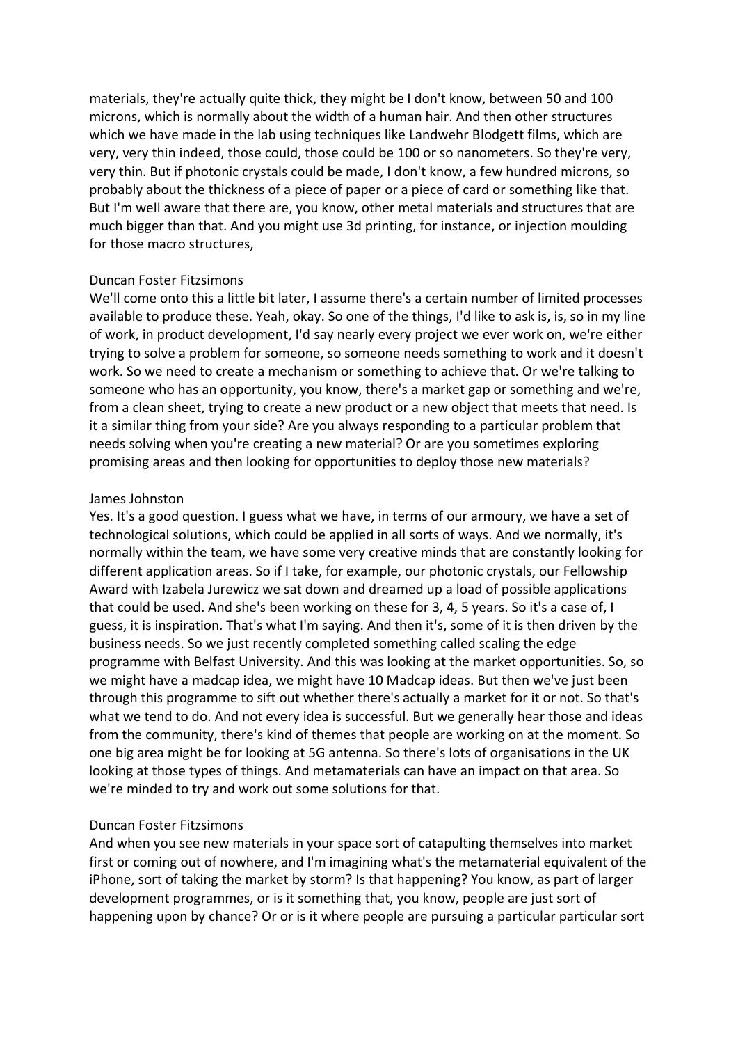materials, they're actually quite thick, they might be I don't know, between 50 and 100 microns, which is normally about the width of a human hair. And then other structures which we have made in the lab using techniques like Landwehr Blodgett films, which are very, very thin indeed, those could, those could be 100 or so nanometers. So they're very, very thin. But if photonic crystals could be made, I don't know, a few hundred microns, so probably about the thickness of a piece of paper or a piece of card or something like that. But I'm well aware that there are, you know, other metal materials and structures that are much bigger than that. And you might use 3d printing, for instance, or injection moulding for those macro structures,

Duncan Foster Fitzsimons
We'll come onto this a little bit later, I assume there's a certain number of limited processes available to produce these. Yeah, okay. So one of the things, I'd like to ask is, is, so in my line of work, in product development, I'd say nearly every project we ever work on, we're either trying to solve a problem for someone, so someone needs something to work and it doesn't work. So we need to create a mechanism or something to achieve that. Or we're talking to someone who has an opportunity, you know, there's a market gap or something and we're, from a clean sheet, trying to create a new product or a new object that meets that need. Is it a similar thing from your side? Are you always responding to a particular problem that needs solving when you're creating a new material? Or are you sometimes exploring promising areas and then looking for opportunities to deploy those new materials?

James Johnston
Yes. It's a good question. I guess what we have, in terms of our armoury, we have a set of technological solutions, which could be applied in all sorts of ways. And we normally, it's normally within the team, we have some very creative minds that are constantly looking for different application areas. So if I take, for example, our photonic crystals, our Fellowship Award with Izabela Jurewicz we sat down and dreamed up a load of possible applications that could be used. And she's been working on these for 3, 4, 5 years. So it's a case of, I guess, it is inspiration. That's what I'm saying. And then it's, some of it is then driven by the business needs. So we just recently completed something called scaling the edge programme with Belfast University. And this was looking at the market opportunities. So, so we might have a madcap idea, we might have 10 Madcap ideas. But then we've just been through this programme to sift out whether there's actually a market for it or not. So that's what we tend to do. And not every idea is successful. But we generally hear those and ideas from the community, there's kind of themes that people are working on at the moment. So one big area might be for looking at 5G antenna. So there's lots of organisations in the UK looking at those types of things. And metamaterials can have an impact on that area. So we're minded to try and work out some solutions for that.

Duncan Foster Fitzsimons
And when you see new materials in your space sort of catapulting themselves into market first or coming out of nowhere, and I'm imagining what's the metamaterial equivalent of the iPhone, sort of taking the market by storm? Is that happening? You know, as part of larger development programmes, or is it something that, you know, people are just sort of happening upon by chance? Or or is it where people are pursuing a particular particular sort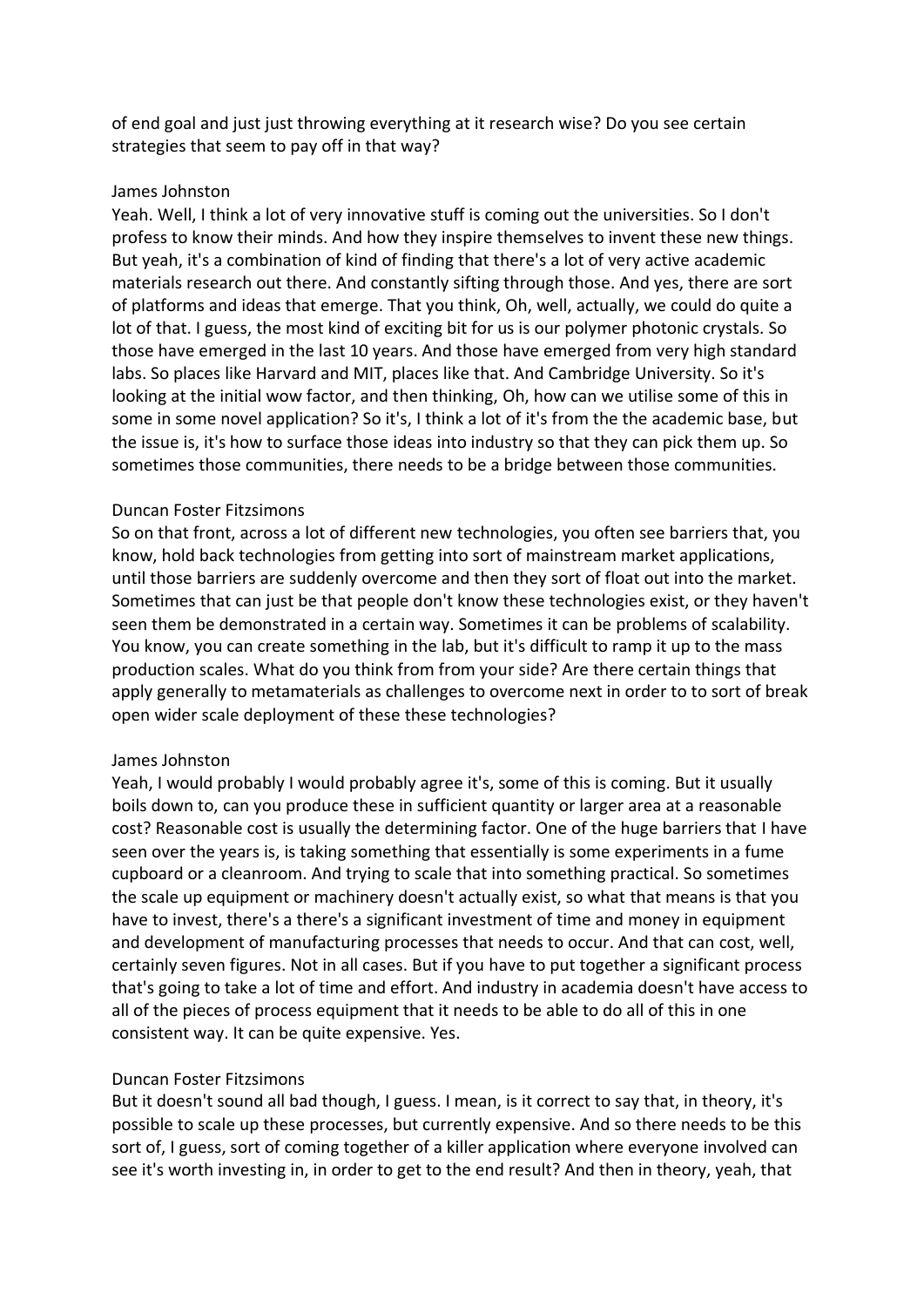of end goal and just just throwing everything at it research wise? Do you see certain strategies that seem to pay off in that way?

James Johnston
Yeah. Well, I think a lot of very innovative stuff is coming out the universities. So I don't profess to know their minds. And how they inspire themselves to invent these new things. But yeah, it's a combination of kind of finding that there's a lot of very active academic materials research out there. And constantly sifting through those. And yes, there are sort of platforms and ideas that emerge. That you think, Oh, well, actually, we could do quite a lot of that. I guess, the most kind of exciting bit for us is our polymer photonic crystals. So those have emerged in the last 10 years. And those have emerged from very high standard labs. So places like Harvard and MIT, places like that. And Cambridge University. So it's looking at the initial wow factor, and then thinking, Oh, how can we utilise some of this in some in some novel application? So it's, I think a lot of it's from the the academic base, but the issue is, it's how to surface those ideas into industry so that they can pick them up. So sometimes those communities, there needs to be a bridge between those communities.

Duncan Foster Fitzsimons
So on that front, across a lot of different new technologies, you often see barriers that, you know, hold back technologies from getting into sort of mainstream market applications, until those barriers are suddenly overcome and then they sort of float out into the market. Sometimes that can just be that people don't know these technologies exist, or they haven't seen them be demonstrated in a certain way. Sometimes it can be problems of scalability. You know, you can create something in the lab, but it's difficult to ramp it up to the mass production scales. What do you think from from your side? Are there certain things that apply generally to metamaterials as challenges to overcome next in order to to sort of break open wider scale deployment of these these technologies?

James Johnston
Yeah, I would probably I would probably agree it's, some of this is coming. But it usually boils down to, can you produce these in sufficient quantity or larger area at a reasonable cost? Reasonable cost is usually the determining factor. One of the huge barriers that I have seen over the years is, is taking something that essentially is some experiments in a fume cupboard or a cleanroom. And trying to scale that into something practical. So sometimes the scale up equipment or machinery doesn't actually exist, so what that means is that you have to invest, there's a there's a significant investment of time and money in equipment and development of manufacturing processes that needs to occur. And that can cost, well, certainly seven figures. Not in all cases. But if you have to put together a significant process that's going to take a lot of time and effort. And industry in academia doesn't have access to all of the pieces of process equipment that it needs to be able to do all of this in one consistent way. It can be quite expensive. Yes.

Duncan Foster Fitzsimons
But it doesn't sound all bad though, I guess. I mean, is it correct to say that, in theory, it's possible to scale up these processes, but currently expensive. And so there needs to be this sort of, I guess, sort of coming together of a killer application where everyone involved can see it's worth investing in, in order to get to the end result? And then in theory, yeah, that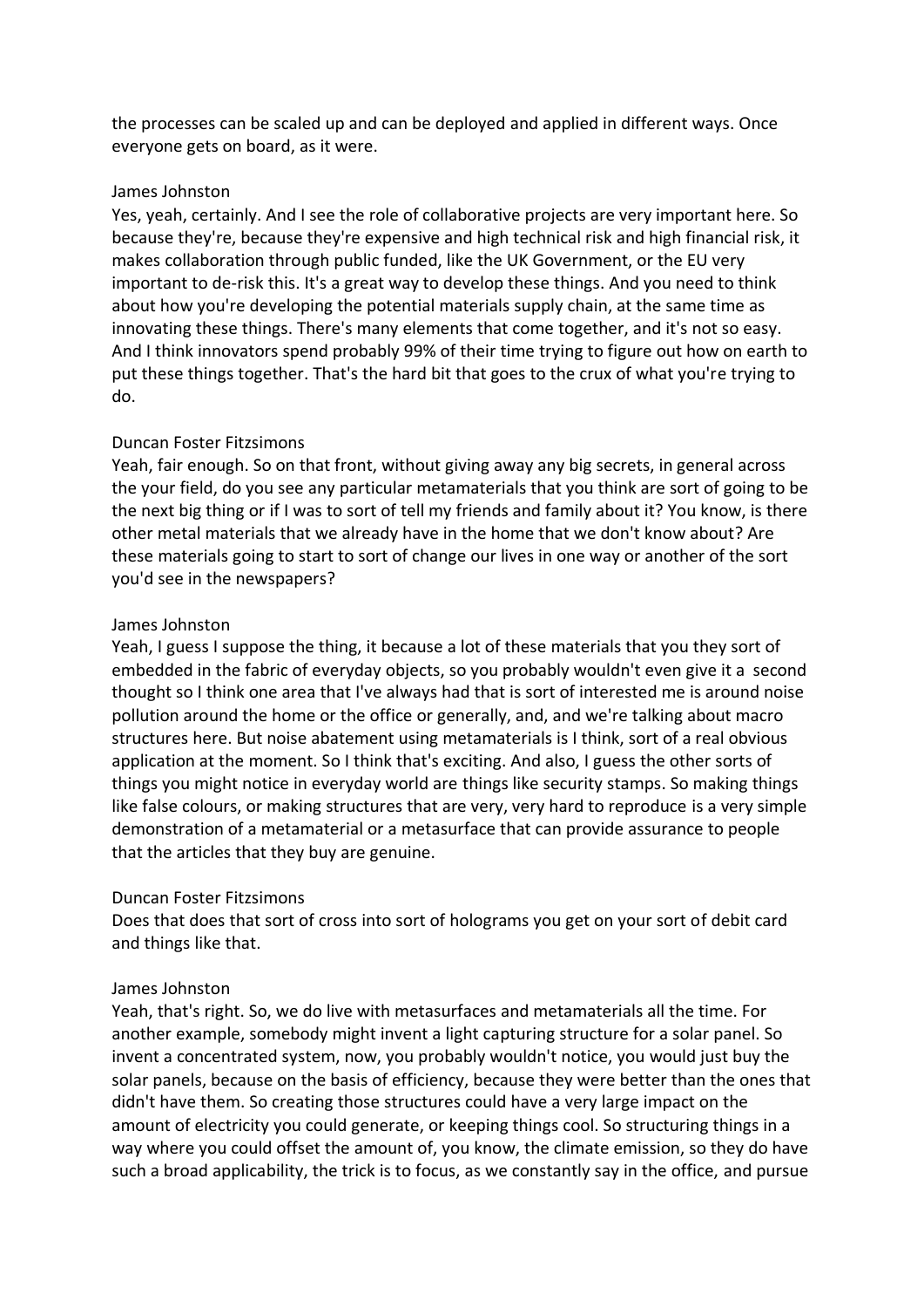the processes can be scaled up and can be deployed and applied in different ways. Once everyone gets on board, as it were.

James Johnston
Yes, yeah, certainly. And I see the role of collaborative projects are very important here. So because they're, because they're expensive and high technical risk and high financial risk, it makes collaboration through public funded, like the UK Government, or the EU very important to de-risk this. It's a great way to develop these things. And you need to think about how you're developing the potential materials supply chain, at the same time as innovating these things. There's many elements that come together, and it's not so easy. And I think innovators spend probably 99% of their time trying to figure out how on earth to put these things together. That's the hard bit that goes to the crux of what you're trying to do.

Duncan Foster Fitzsimons
Yeah, fair enough. So on that front, without giving away any big secrets, in general across the your field, do you see any particular metamaterials that you think are sort of going to be the next big thing or if I was to sort of tell my friends and family about it? You know, is there other metal materials that we already have in the home that we don't know about? Are these materials going to start to sort of change our lives in one way or another of the sort you'd see in the newspapers?

James Johnston
Yeah, I guess I suppose the thing, it because a lot of these materials that you they sort of embedded in the fabric of everyday objects, so you probably wouldn't even give it a second thought so I think one area that I've always had that is sort of interested me is around noise pollution around the home or the office or generally, and, and we're talking about macro structures here. But noise abatement using metamaterials is I think, sort of a real obvious application at the moment. So I think that's exciting. And also, I guess the other sorts of things you might notice in everyday world are things like security stamps. So making things like false colours, or making structures that are very, very hard to reproduce is a very simple demonstration of a metamaterial or a metasurface that can provide assurance to people that the articles that they buy are genuine.

Duncan Foster Fitzsimons
Does that does that sort of cross into sort of holograms you get on your sort of debit card and things like that.

James Johnston
Yeah, that's right. So, we do live with metasurfaces and metamaterials all the time. For another example, somebody might invent a light capturing structure for a solar panel. So invent a concentrated system, now, you probably wouldn't notice, you would just buy the solar panels, because on the basis of efficiency, because they were better than the ones that didn't have them. So creating those structures could have a very large impact on the amount of electricity you could generate, or keeping things cool. So structuring things in a way where you could offset the amount of, you know, the climate emission, so they do have such a broad applicability, the trick is to focus, as we constantly say in the office, and pursue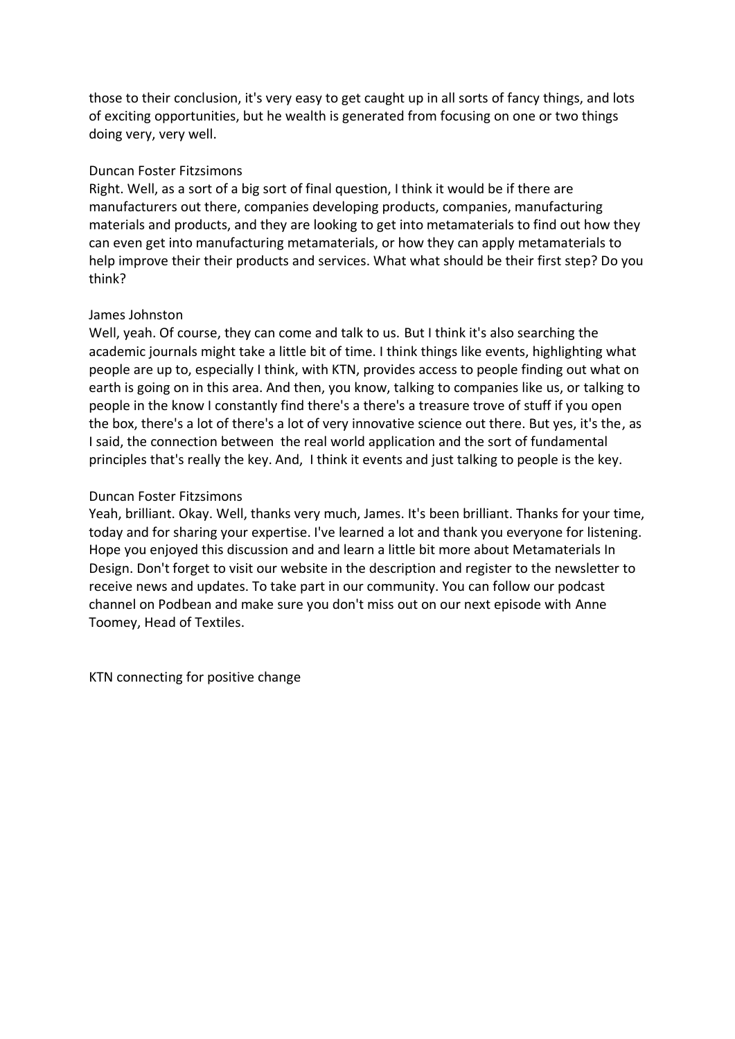those to their conclusion, it's very easy to get caught up in all sorts of fancy things, and lots of exciting opportunities, but he wealth is generated from focusing on one or two things doing very, very well.

Duncan Foster Fitzsimons
Right. Well, as a sort of a big sort of final question, I think it would be if there are manufacturers out there, companies developing products, companies, manufacturing materials and products, and they are looking to get into metamaterials to find out how they can even get into manufacturing metamaterials, or how they can apply metamaterials to help improve their their products and services. What what should be their first step? Do you think?

James Johnston
Well, yeah. Of course, they can come and talk to us. But I think it's also searching the academic journals might take a little bit of time. I think things like events, highlighting what people are up to, especially I think, with KTN, provides access to people finding out what on earth is going on in this area. And then, you know, talking to companies like us, or talking to people in the know I constantly find there's a there's a treasure trove of stuff if you open the box, there's a lot of there's a lot of very innovative science out there. But yes, it's the, as I said, the connection between the real world application and the sort of fundamental principles that's really the key. And, I think it events and just talking to people is the key.

Duncan Foster Fitzsimons
Yeah, brilliant. Okay. Well, thanks very much, James. It's been brilliant. Thanks for your time, today and for sharing your expertise. I've learned a lot and thank you everyone for listening. Hope you enjoyed this discussion and and learn a little bit more about Metamaterials In Design. Don't forget to visit our website in the description and register to the newsletter to receive news and updates. To take part in our community. You can follow our podcast channel on Podbean and make sure you don't miss out on our next episode with Anne Toomey, Head of Textiles.

KTN connecting for positive change